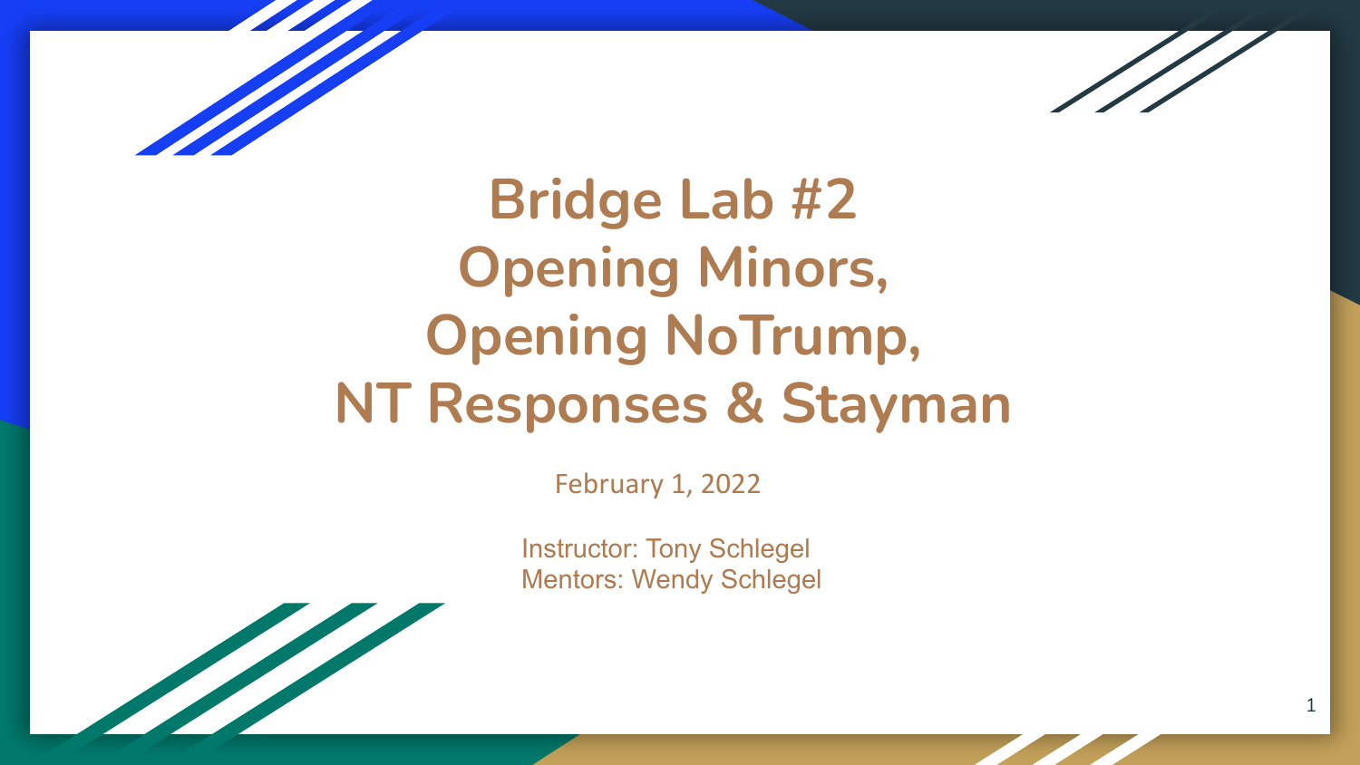# Bridge Lab #2
# Opening Minors,
# Opening NoTrump,
# NT Responses & Stayman

February 1, 2022

Instructor: Tony Schlegel
Mentors: Wendy Schlegel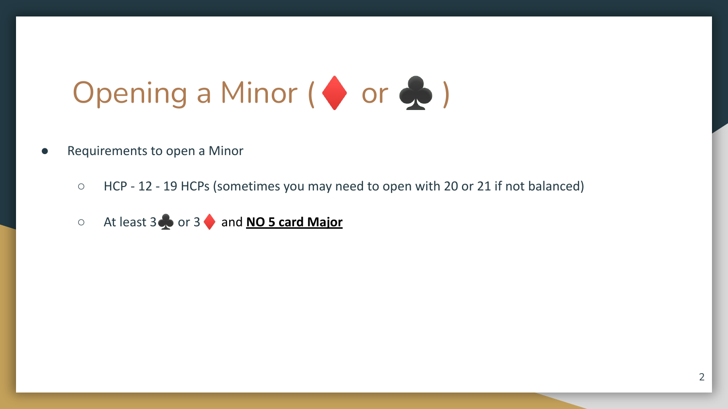# Opening a Minor ( ♦ or ♣ )

- Requirements to open a Minor
  - HCP - 12 - 19 HCPs (sometimes you may need to open with 20 or 21 if not balanced)
  - At least 3♣ or 3♦ and **NO 5 card Major**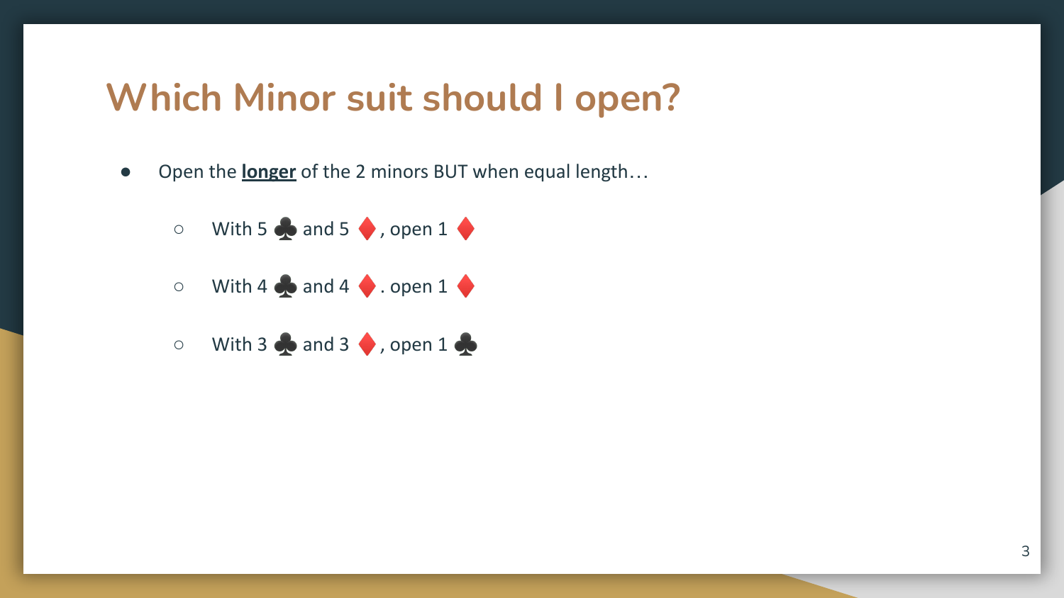# Which Minor suit should I open?

- Open the **<u>longer</u>** of the 2 minors BUT when equal length…
  - With 5 ♣ and 5 ♦, open 1 ♦
  - With 4 ♣ and 4 ♦. open 1 ♦
  - With 3 ♣ and 3 ♦, open 1 ♣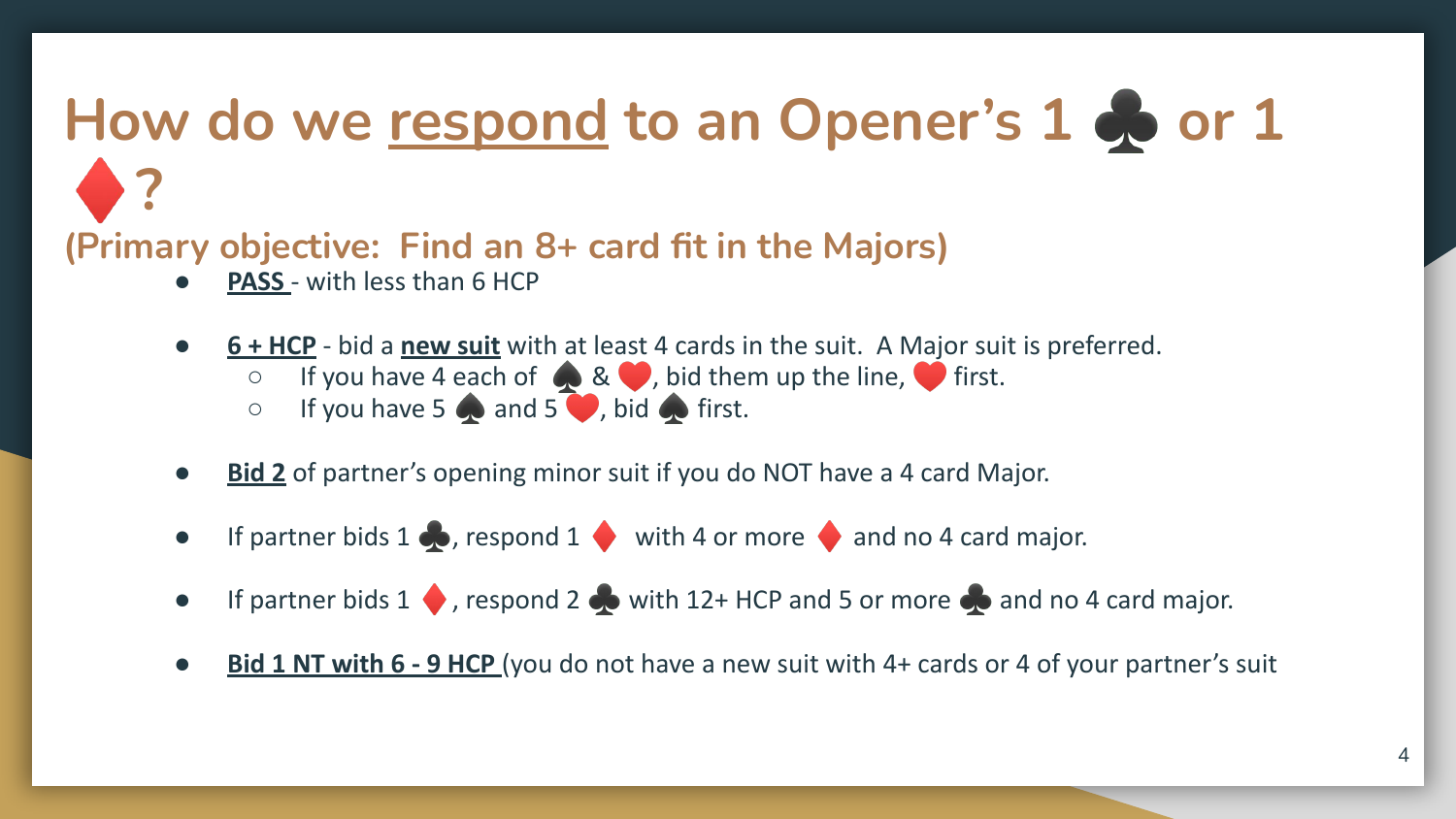# How do we <u>respond</u> to an Opener's 1 ♣ or 1 ♦?

## (Primary objective: Find an 8+ card fit in the Majors)

- **<u>PASS</u>** - with less than 6 HCP
- **<u>6 + HCP</u>** - bid a **<u>new suit</u>** with at least 4 cards in the suit. A Major suit is preferred.
  - If you have 4 each of ♠ & ♥, bid them up the line, ♥ first.
  - If you have 5 ♠ and 5 ♥, bid ♠ first.
- **<u>Bid 2</u>** of partner's opening minor suit if you do NOT have a 4 card Major.
- If partner bids 1 ♣, respond 1 ♦ with 4 or more ♦ and no 4 card major.
- If partner bids 1 ♦, respond 2 ♣ with 12+ HCP and 5 or more ♣ and no 4 card major.
- **<u>Bid 1 NT with 6 - 9 HCP</u>** (you do not have a new suit with 4+ cards or 4 of your partner's suit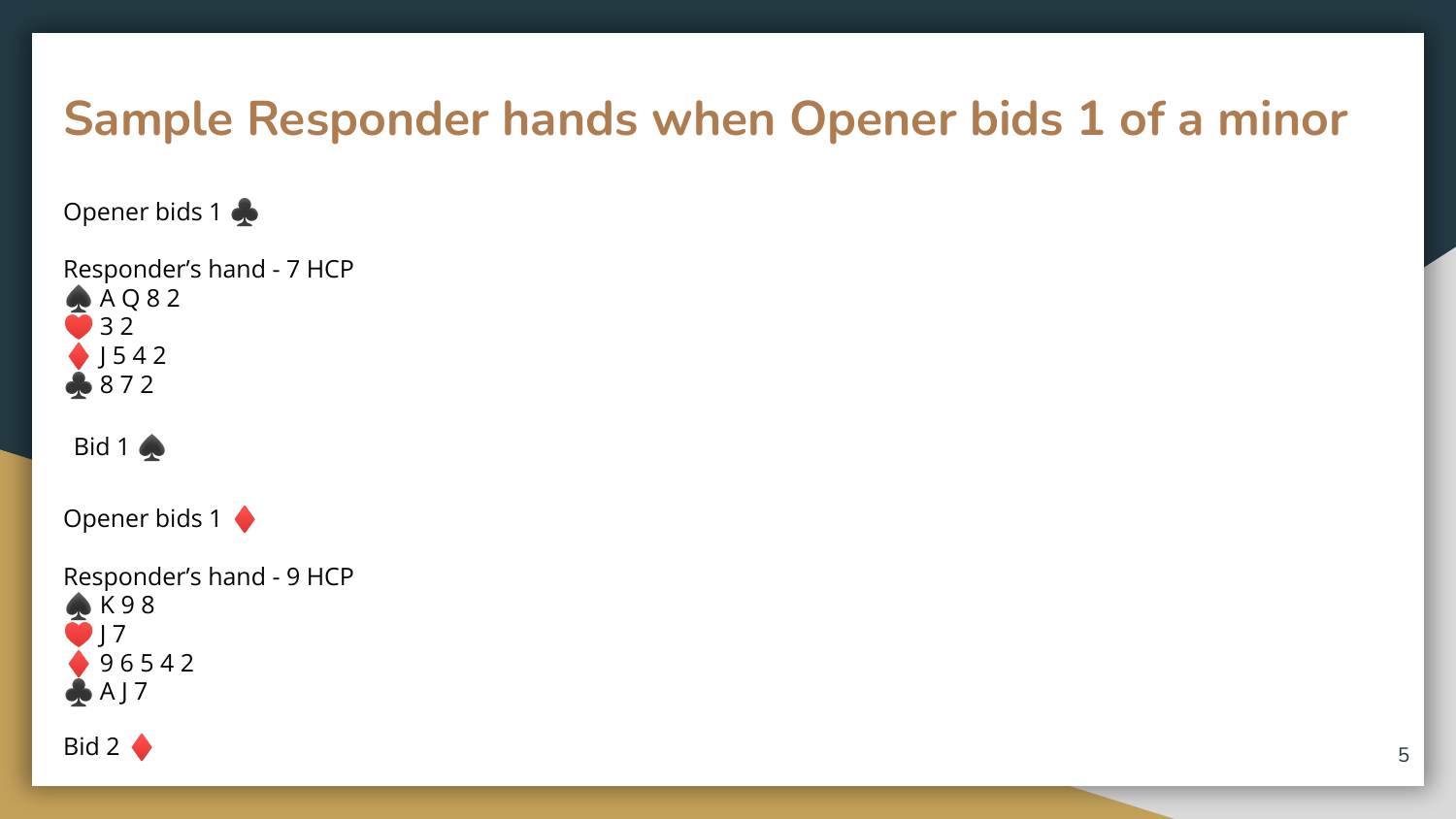# Sample Responder hands when Opener bids 1 of a minor

Opener bids 1 ♣

Responder's hand - 7 HCP
♠ A Q 8 2
♥ 3 2
♦ J 5 4 2
♣ 8 7 2

Bid 1 ♠

Opener bids 1 ♦

Responder's hand - 9 HCP
♠ K 9 8
♥ J 7
♦ 9 6 5 4 2
♣ A J 7

Bid 2 ♦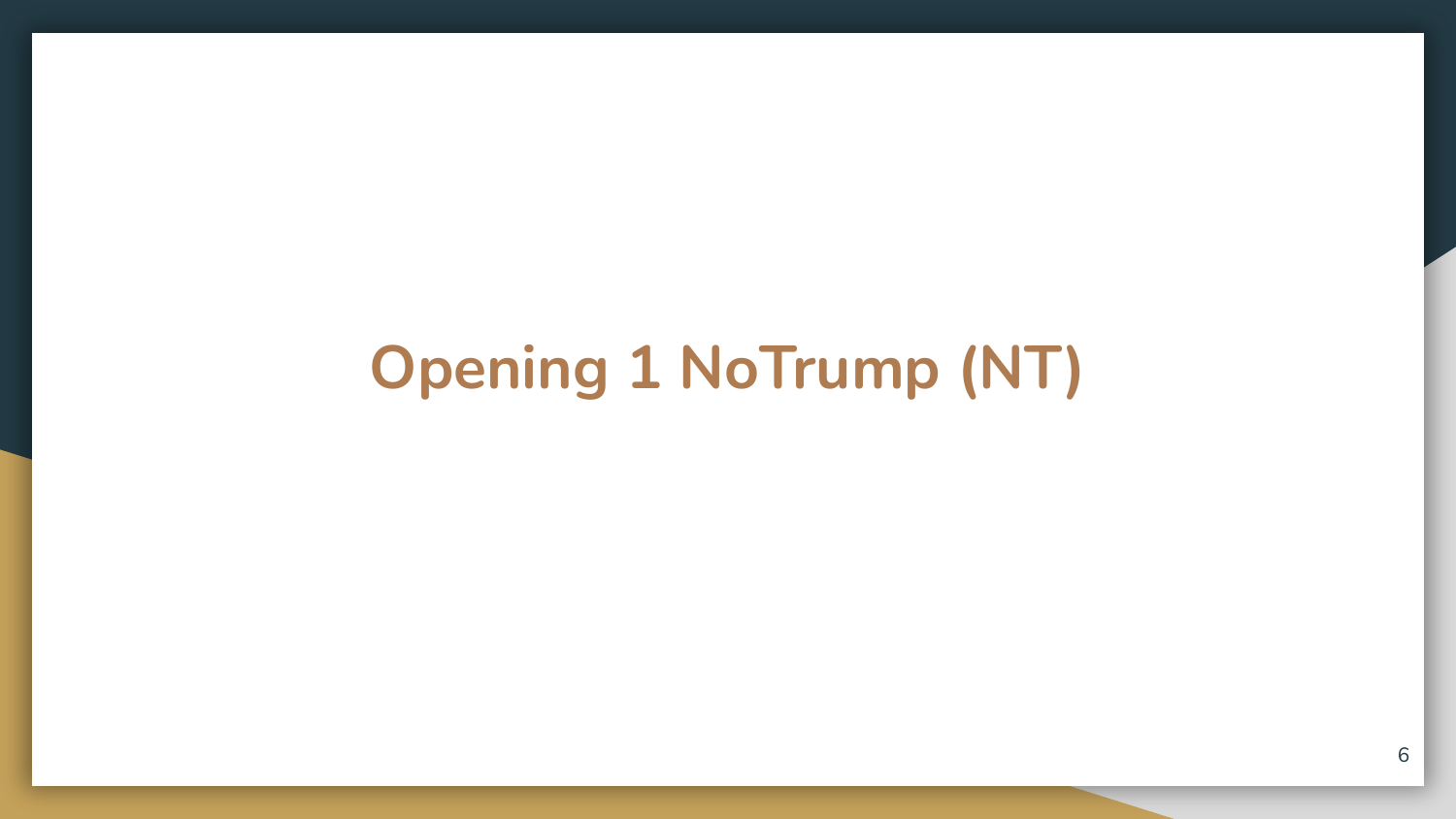# Opening 1 NoTrump (NT)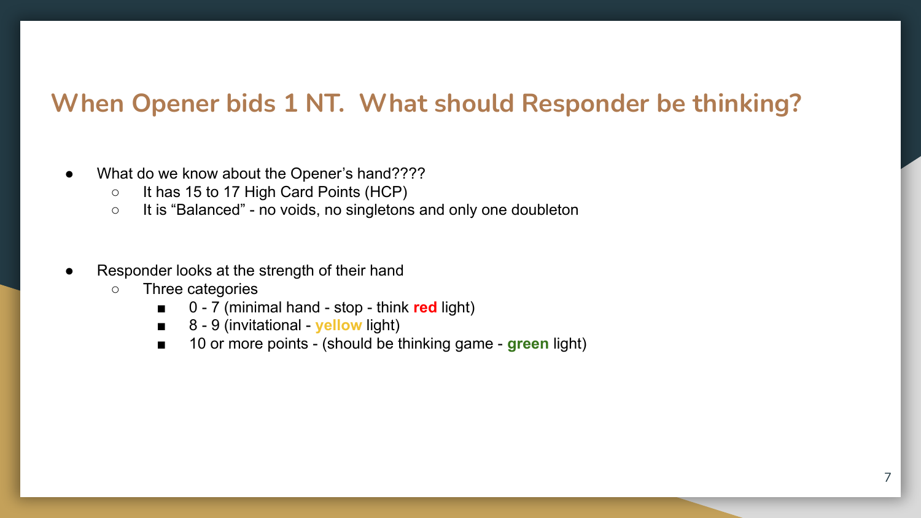## When Opener bids 1 NT. What should Responder be thinking?

- What do we know about the Opener's hand????
  - It has 15 to 17 High Card Points (HCP)
  - It is "Balanced" - no voids, no singletons and only one doubleton

- Responder looks at the strength of their hand
  - Three categories
    - 0 - 7 (minimal hand - stop - think **red** light)
    - 8 - 9 (invitational - **yellow** light)
    - 10 or more points - (should be thinking game - **green** light)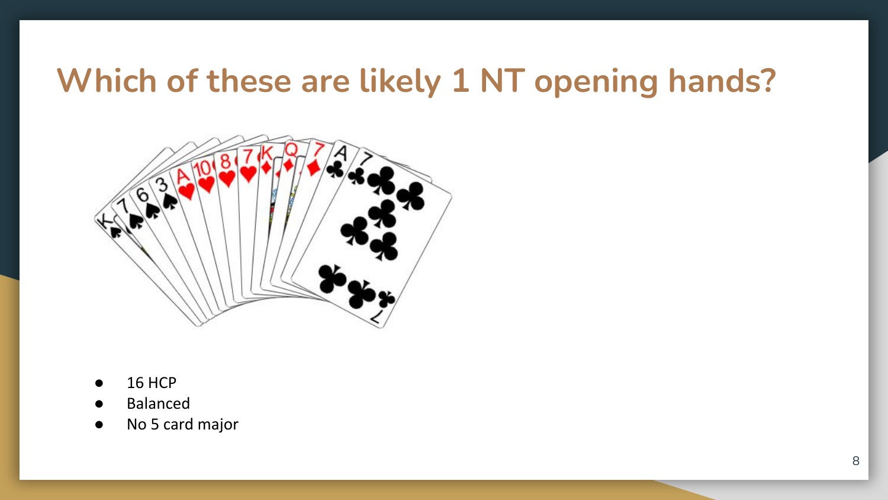# Which of these are likely 1 NT opening hands?

- 16 HCP
- Balanced
- No 5 card major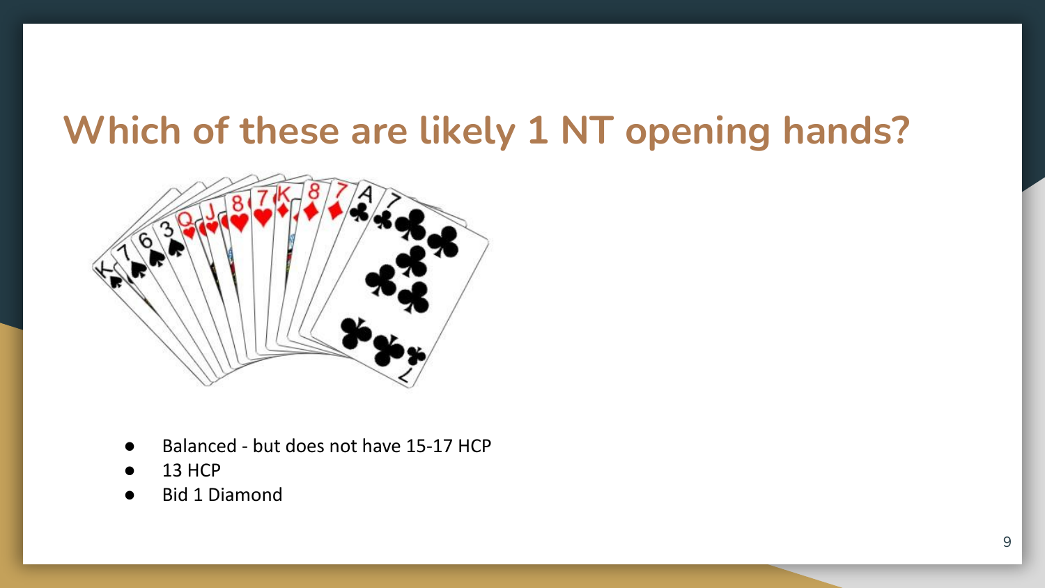# Which of these are likely 1 NT opening hands?

- Balanced - but does not have 15-17 HCP
- 13 HCP
- Bid 1 Diamond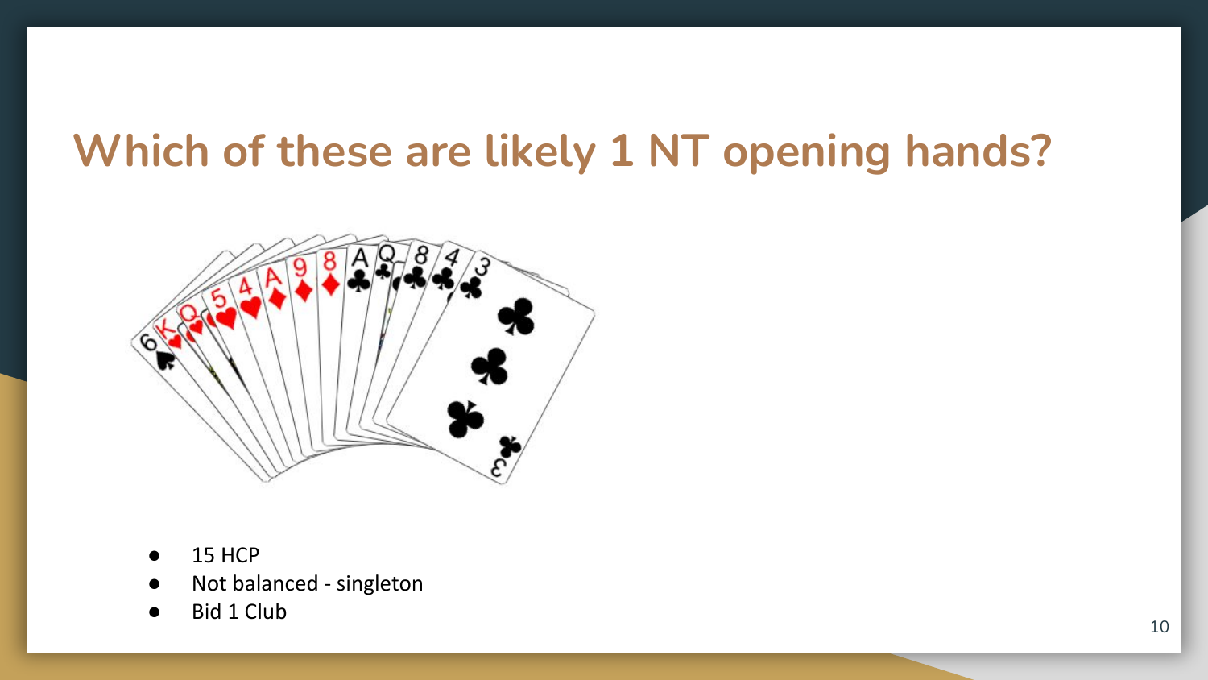# Which of these are likely 1 NT opening hands?

- 15 HCP
- Not balanced - singleton
- Bid 1 Club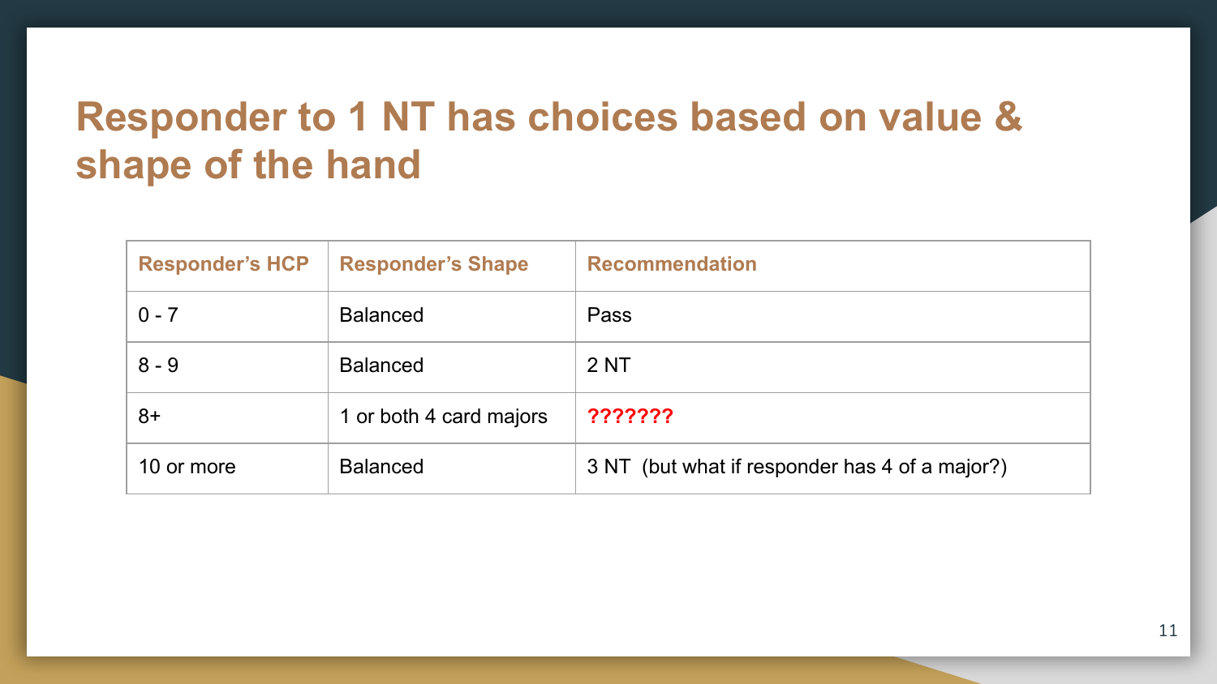# Responder to 1 NT has choices based on value & shape of the hand

| Responder's HCP | Responder's Shape | Recommendation |
|---|---|---|
| 0 - 7 | Balanced | Pass |
| 8 - 9 | Balanced | 2 NT |
| 8+ | 1 or both 4 card majors | **???????** |
| 10 or more | Balanced | 3 NT (but what if responder has 4 of a major?) |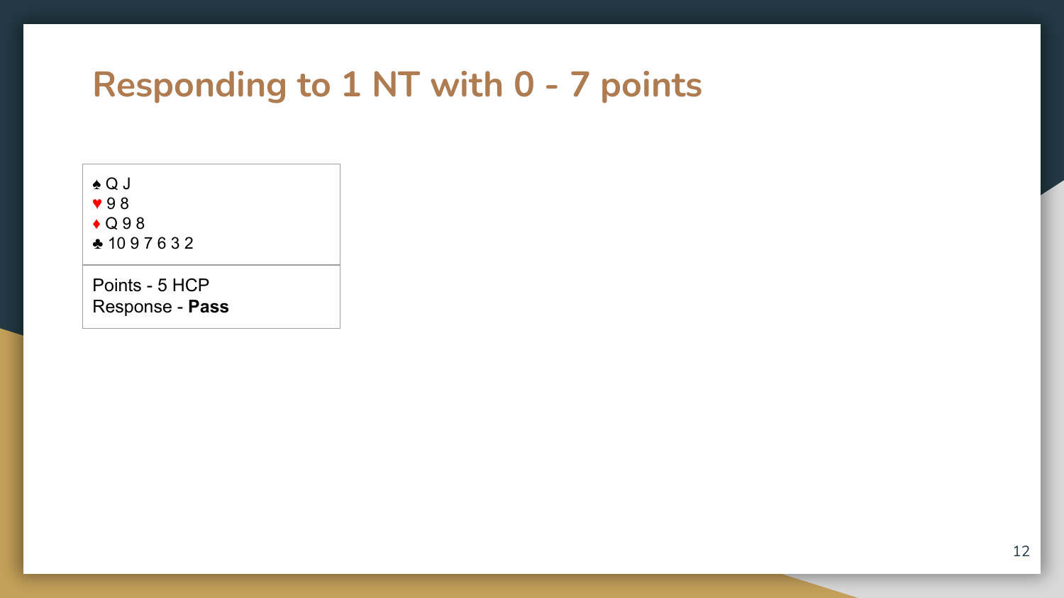# Responding to 1 NT with 0 - 7 points

♠ Q J
♥ 9 8
♦ Q 9 8
♣ 10 9 7 6 3 2

Points - 5 HCP
Response - **Pass**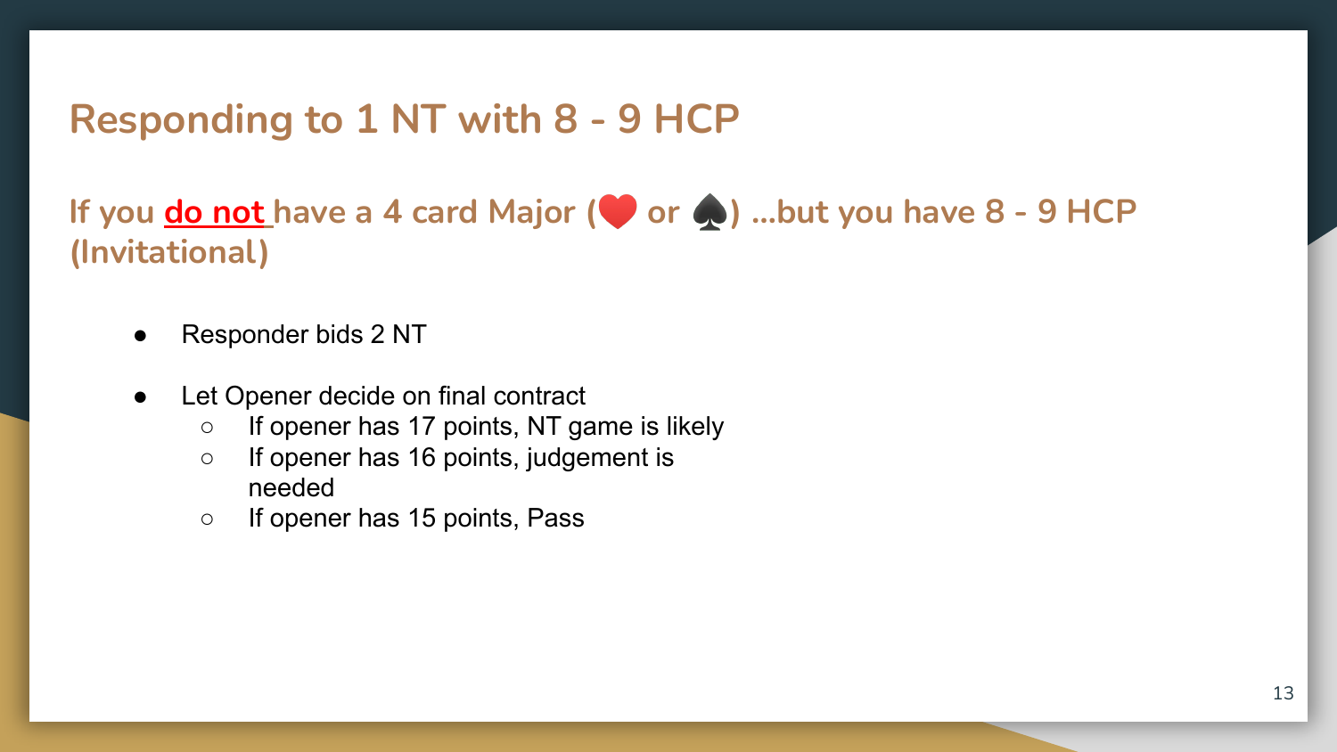# Responding to 1 NT with 8 - 9 HCP

## If you <u>do not</u> have a 4 card Major (♥ or ♠) ...but you have 8 - 9 HCP (Invitational)

- Responder bids 2 NT
- Let Opener decide on final contract
  - If opener has 17 points, NT game is likely
  - If opener has 16 points, judgement is needed
  - If opener has 15 points, Pass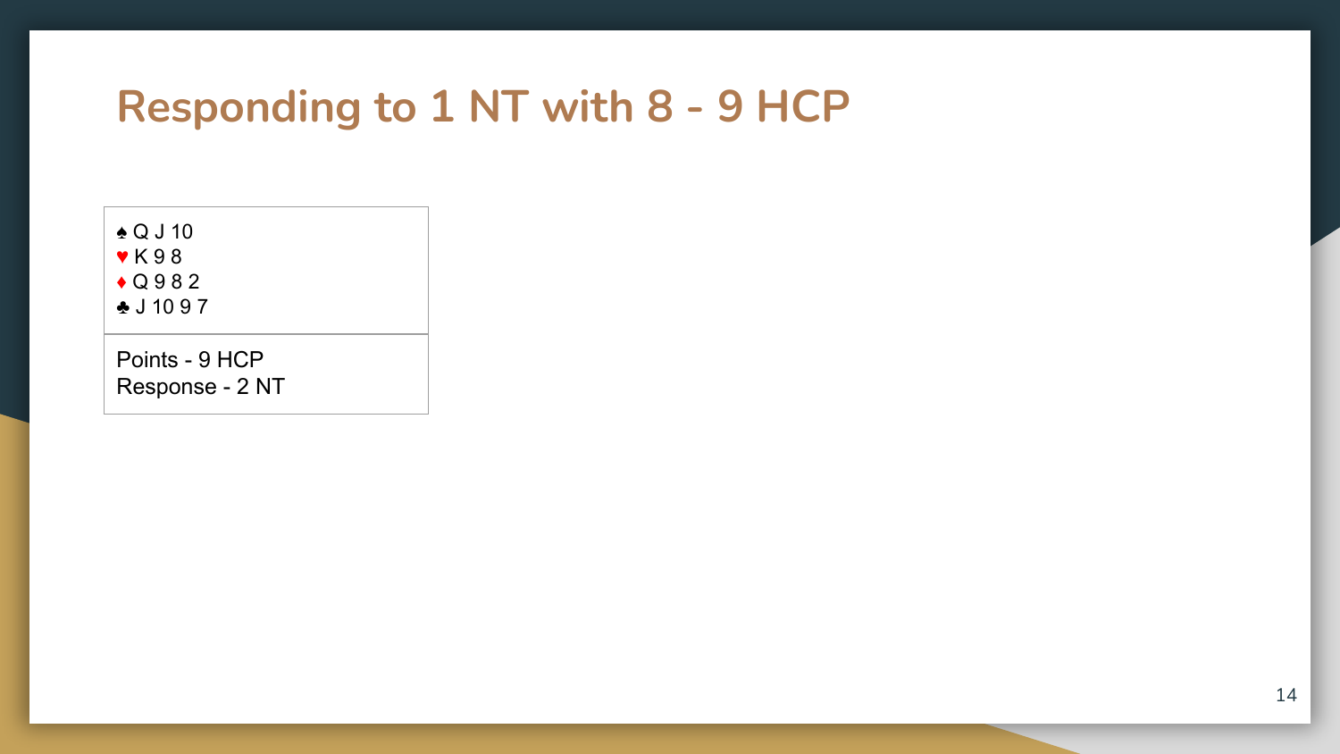# Responding to 1 NT with 8 - 9 HCP

♠ Q J 10
♥ K 9 8
♦ Q 9 8 2
♣ J 10 9 7

Points - 9 HCP
Response - 2 NT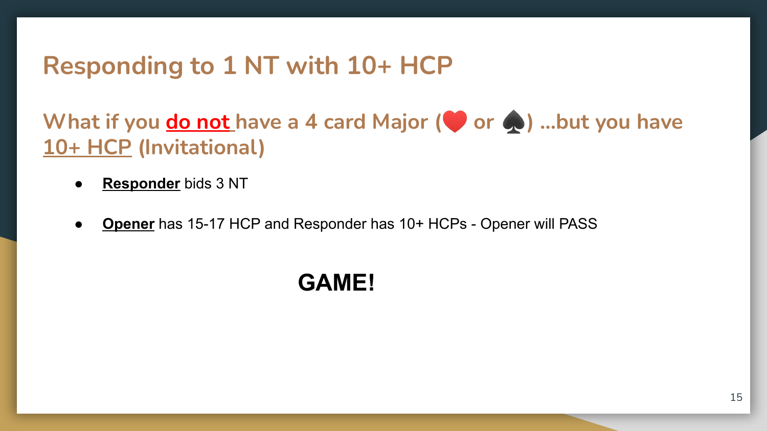# Responding to 1 NT with 10+ HCP

## What if you do not have a 4 card Major (❤️ or ♠️) ...but you have 10+ HCP (Invitational)

- **Responder** bids 3 NT
- **Opener** has 15-17 HCP and Responder has 10+ HCPs - Opener will PASS

**GAME!**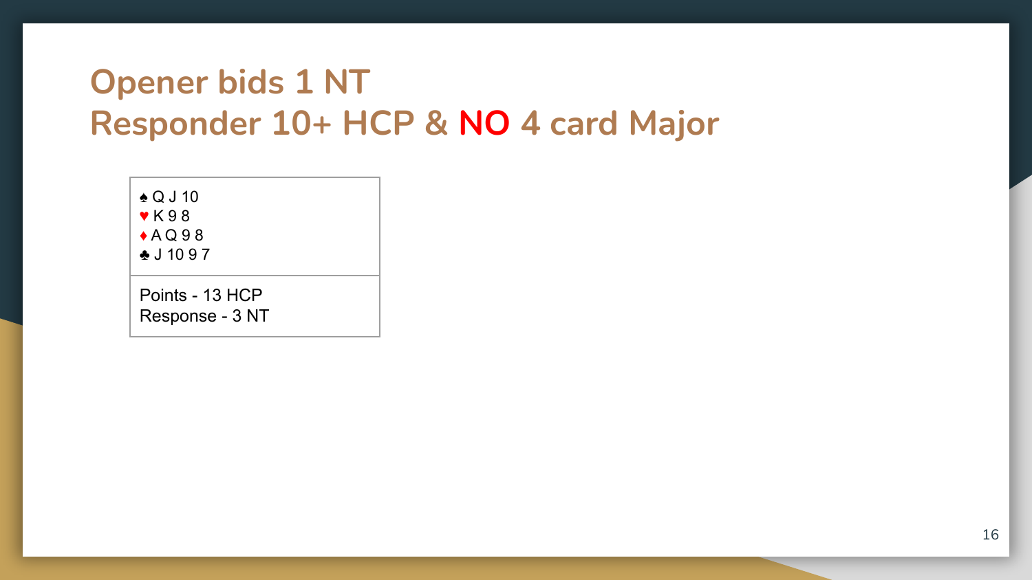# Opener bids 1 NT
# Responder 10+ HCP & NO 4 card Major

♠ Q J 10
♥ K 9 8
♦ A Q 9 8
♣ J 10 9 7

Points - 13 HCP
Response - 3 NT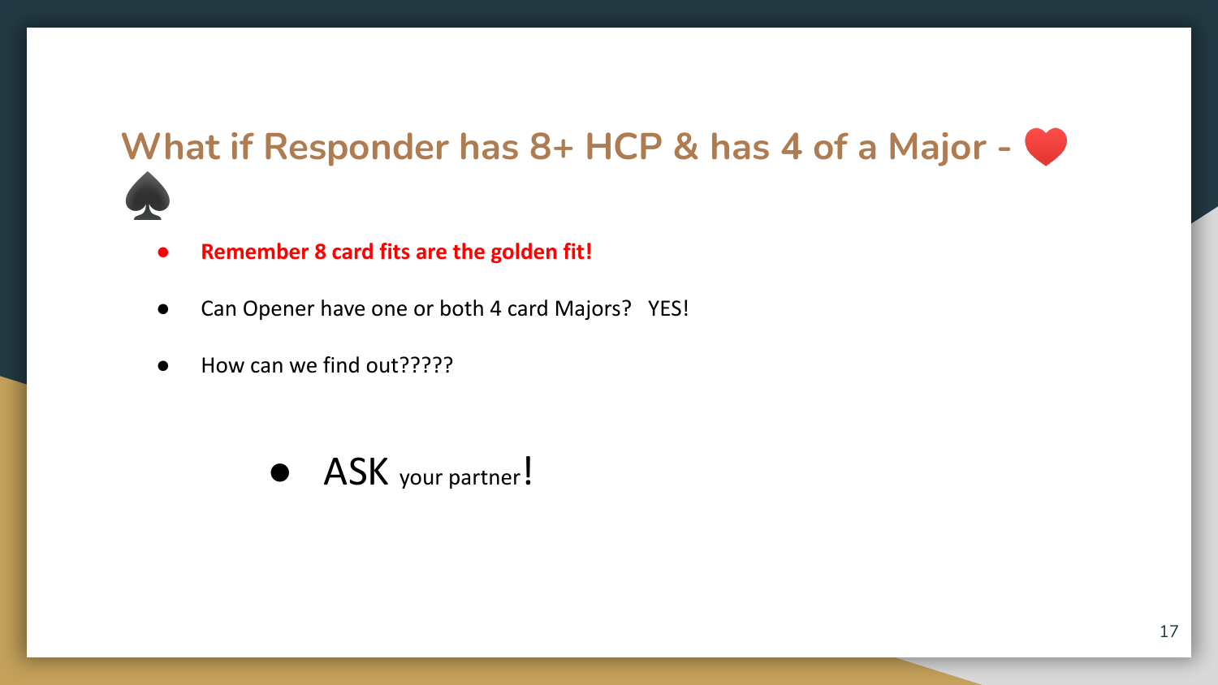# What if Responder has 8+ HCP & has 4 of a Major - ❤️ ♠️

- **Remember 8 card fits are the golden fit!**
- Can Opener have one or both 4 card Majors?   YES!
- How can we find out?????

  - ASK your partner!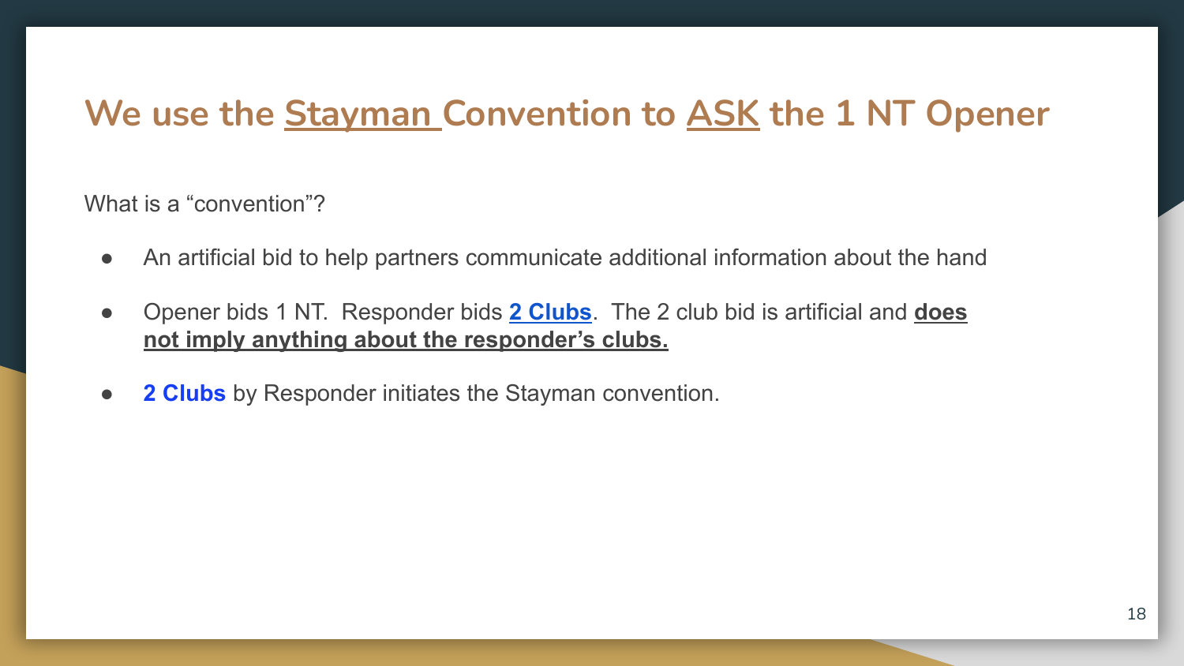# We use the Stayman Convention to ASK the 1 NT Opener

What is a "convention"?

- An artificial bid to help partners communicate additional information about the hand
- Opener bids 1 NT. Responder bids **2 Clubs**. The 2 club bid is artificial and **does not imply anything about the responder's clubs.**
- **2 Clubs** by Responder initiates the Stayman convention.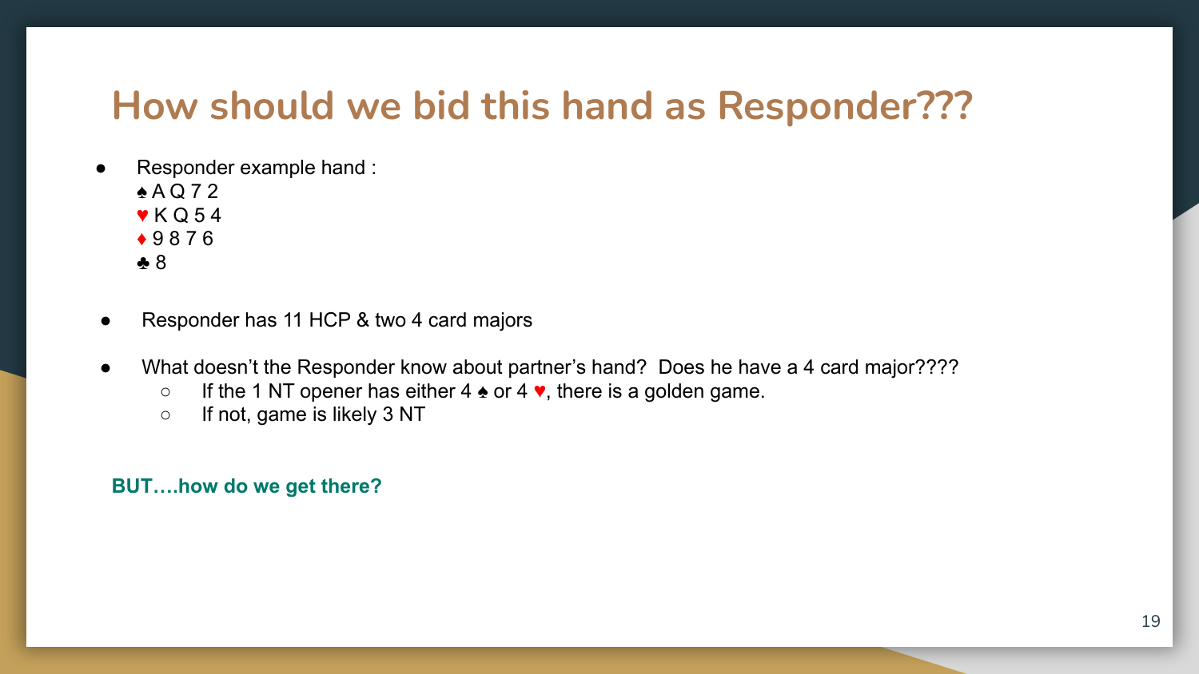# How should we bid this hand as Responder???

- Responder example hand :
  ♠ A Q 7 2
  ♥ K Q 5 4
  ♦ 9 8 7 6
  ♣ 8

- Responder has 11 HCP & two 4 card majors

- What doesn't the Responder know about partner's hand? Does he have a 4 card major????
  - If the 1 NT opener has either 4 ♠ or 4 ♥, there is a golden game.
  - If not, game is likely 3 NT

**BUT….how do we get there?**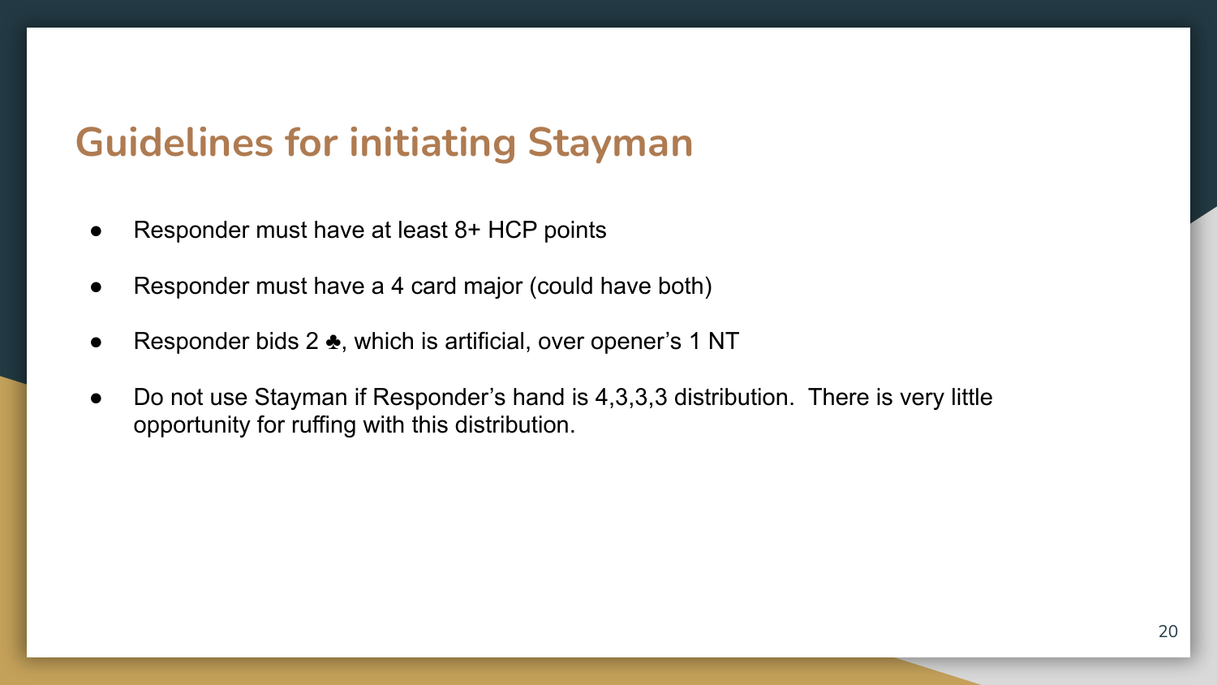## Guidelines for initiating Stayman

- Responder must have at least 8+ HCP points
- Responder must have a 4 card major (could have both)
- Responder bids 2 ♣, which is artificial, over opener's 1 NT
- Do not use Stayman if Responder's hand is 4,3,3,3 distribution. There is very little opportunity for ruffing with this distribution.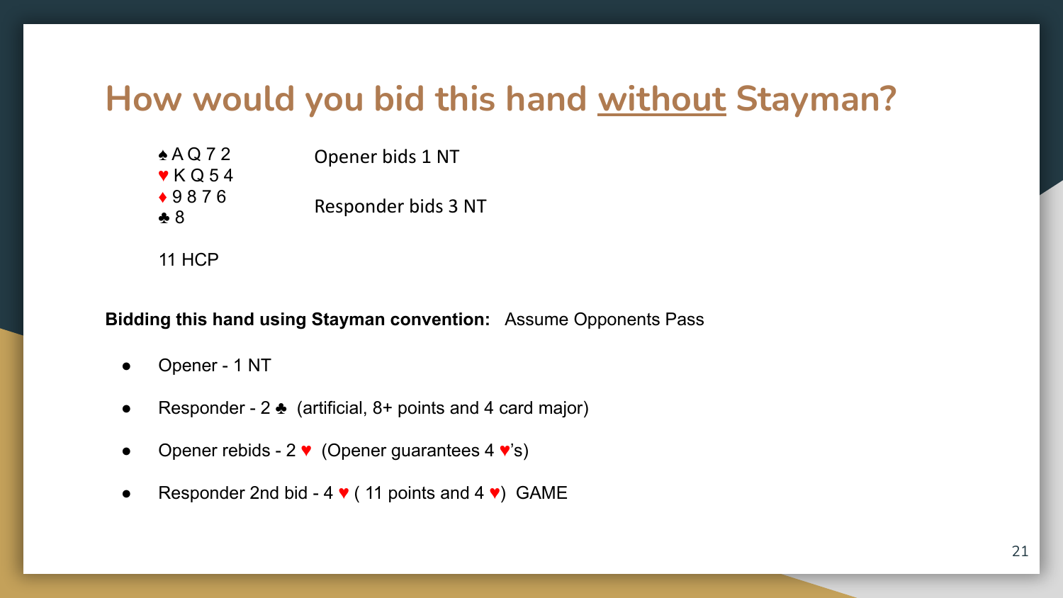# How would you bid this hand <u>without</u> Stayman?

♠ A Q 7 2
♥ K Q 5 4
♦ 9 8 7 6
♣ 8

11 HCP

Opener bids 1 NT

Responder bids 3 NT

**Bidding this hand using Stayman convention:** Assume Opponents Pass

- Opener - 1 NT
- Responder - 2 ♣ (artificial, 8+ points and 4 card major)
- Opener rebids - 2 ♥ (Opener guarantees 4 ♥'s)
- Responder 2nd bid - 4 ♥ ( 11 points and 4 ♥) GAME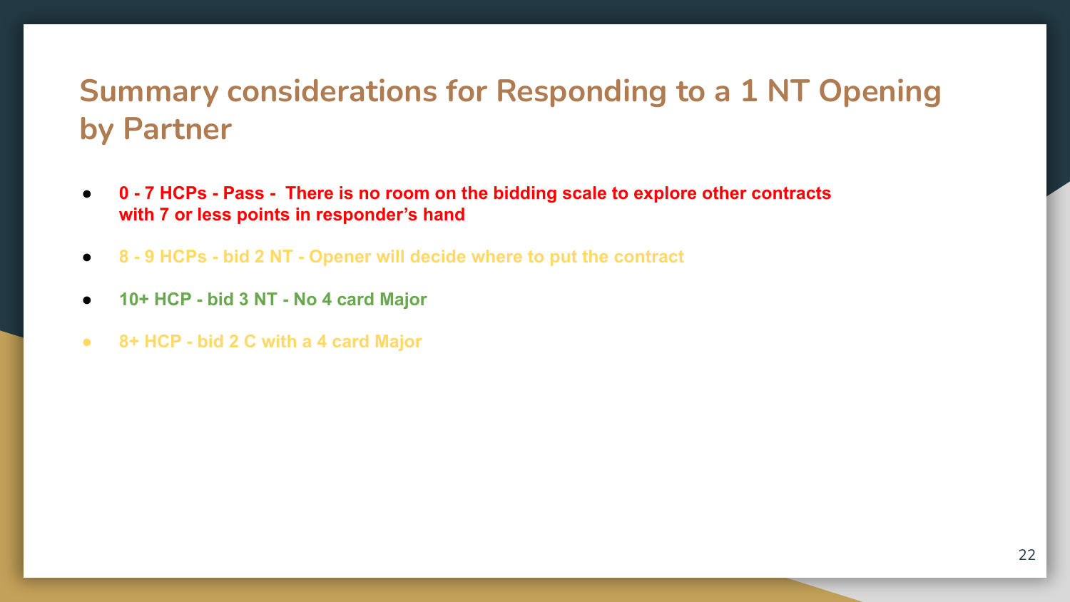# Summary considerations for Responding to a 1 NT Opening by Partner

- **0 - 7 HCPs - Pass - There is no room on the bidding scale to explore other contracts with 7 or less points in responder's hand**
- **8 - 9 HCPs - bid 2 NT - Opener will decide where to put the contract**
- **10+ HCP - bid 3 NT - No 4 card Major**
- **8+ HCP - bid 2 C with a 4 card Major**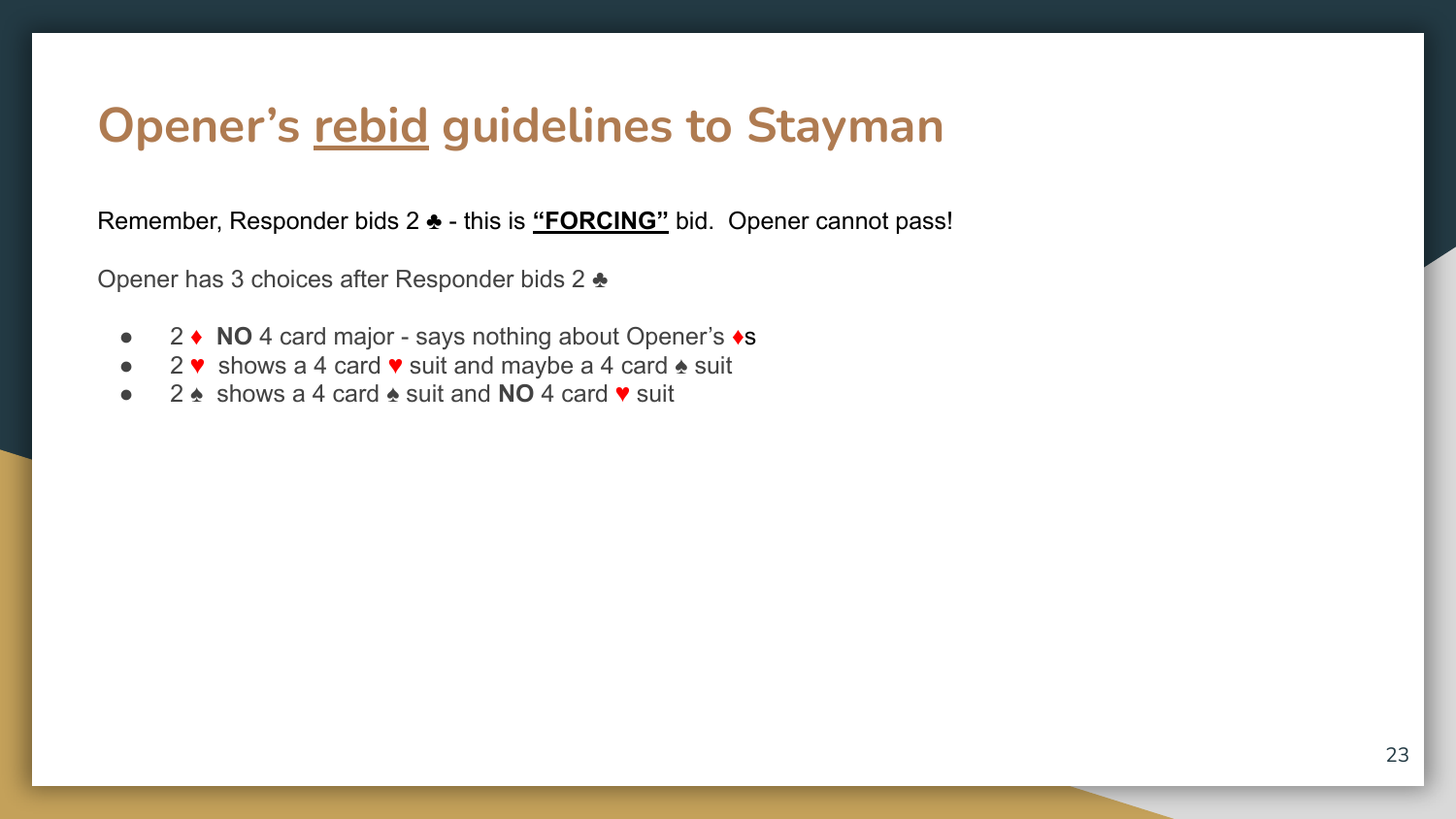# Opener's rebid guidelines to Stayman

Remember, Responder bids 2 ♣ - this is **"FORCING"** bid.  Opener cannot pass!

Opener has 3 choices after Responder bids 2 ♣

- 2 ♦ **NO** 4 card major - says nothing about Opener's ♦s
- 2 ♥ shows a 4 card ♥ suit and maybe a 4 card ♠ suit
- 2 ♠ shows a 4 card ♠ suit and **NO** 4 card ♥ suit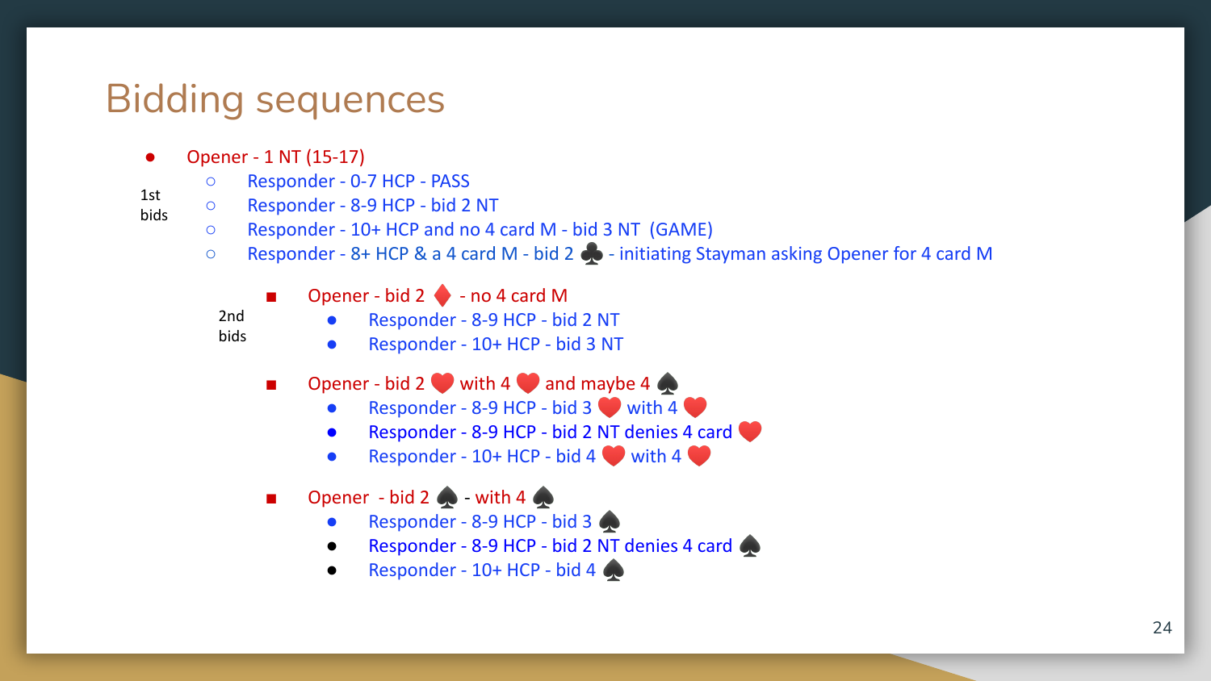# Bidding sequences

- Opener - 1 NT (15-17)

1st bids

  - Responder - 0-7 HCP - PASS
  - Responder - 8-9 HCP - bid 2 NT
  - Responder - 10+ HCP and no 4 card M - bid 3 NT (GAME)
  - Responder - 8+ HCP & a 4 card M - bid 2 ♣ - initiating Stayman asking Opener for 4 card M

2nd bids

    - Opener - bid 2 ♦ - no 4 card M
      - Responder - 8-9 HCP - bid 2 NT
      - Responder - 10+ HCP - bid 3 NT
    - Opener - bid 2 ♥ with 4 ♥ and maybe 4 ♠
      - Responder - 8-9 HCP - bid 3 ♥ with 4 ♥
      - Responder - 8-9 HCP - bid 2 NT denies 4 card ♥
      - Responder - 10+ HCP - bid 4 ♥ with 4 ♥
    - Opener - bid 2 ♠ - with 4 ♠
      - Responder - 8-9 HCP - bid 3 ♠
      - Responder - 8-9 HCP - bid 2 NT denies 4 card ♠
      - Responder - 10+ HCP - bid 4 ♠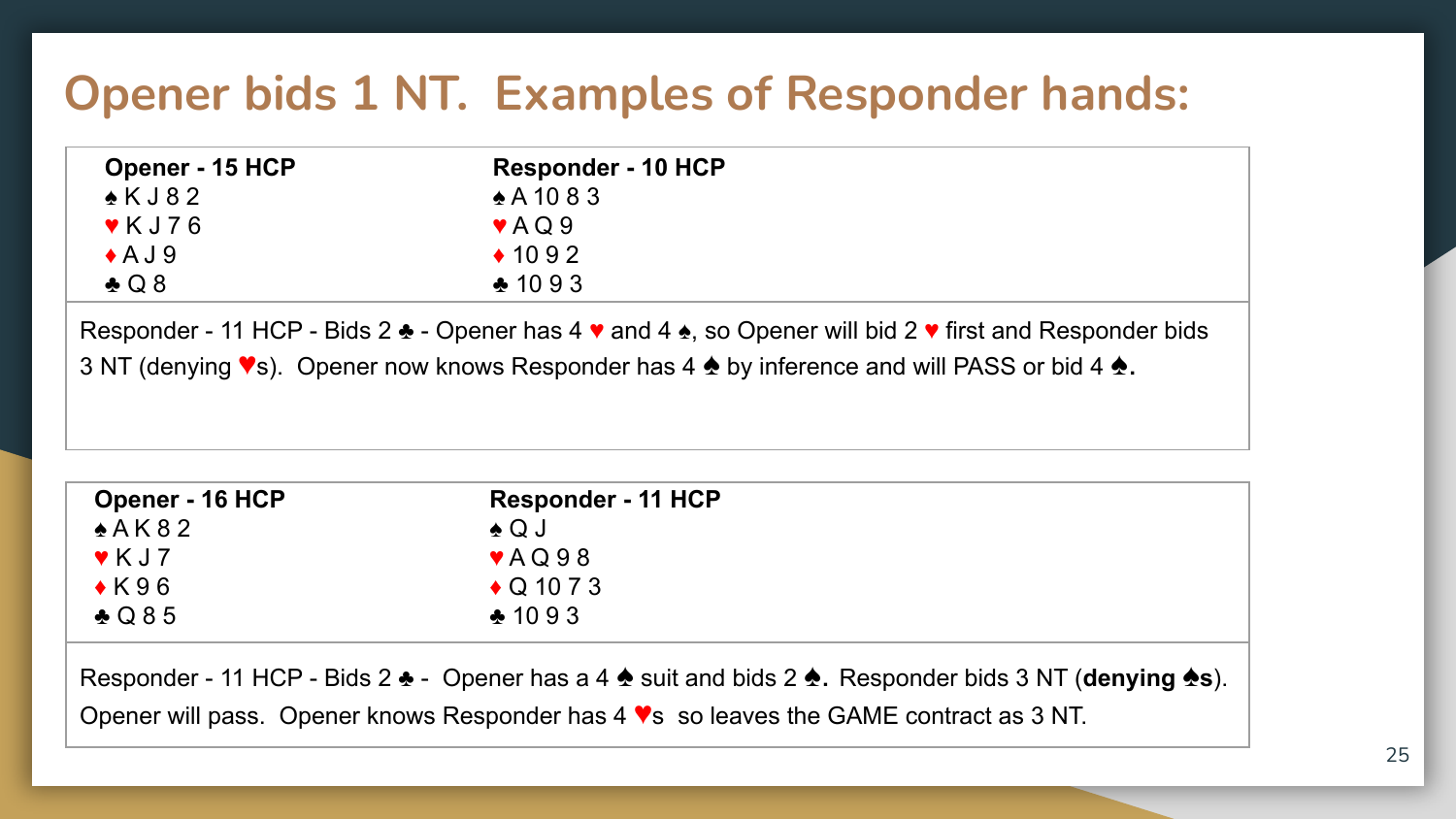# Opener bids 1 NT. Examples of Responder hands:

| **Opener - 15 HCP** | **Responder - 10 HCP** |
|---|---|
| ♠ K J 8 2 | ♠ A 10 8 3 |
| ♥ K J 7 6 | ♥ A Q 9 |
| ♦ A J 9 | ♦ 10 9 2 |
| ♣ Q 8 | ♣ 10 9 3 |

Responder - 11 HCP - Bids 2 ♣ - Opener has 4 ♥ and 4 ♠, so Opener will bid 2 ♥ first and Responder bids 3 NT (denying ♥s). Opener now knows Responder has 4 ♠ by inference and will PASS or bid 4 ♠**.**

| **Opener - 16 HCP** | **Responder - 11 HCP** |
|---|---|
| ♠ A K 8 2 | ♠ Q J |
| ♥ K J 7 | ♥ A Q 9 8 |
| ♦ K 9 6 | ♦ Q 10 7 3 |
| ♣ Q 8 5 | ♣ 10 9 3 |

Responder - 11 HCP - Bids 2 ♣ - Opener has a 4 ♠ suit and bids 2 ♠**.** Responder bids 3 NT (**denying ♠s**). Opener will pass. Opener knows Responder has 4 ♥s so leaves the GAME contract as 3 NT.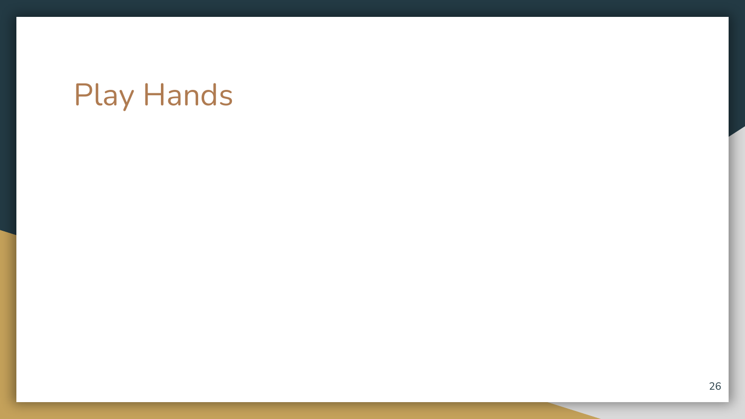# Play Hands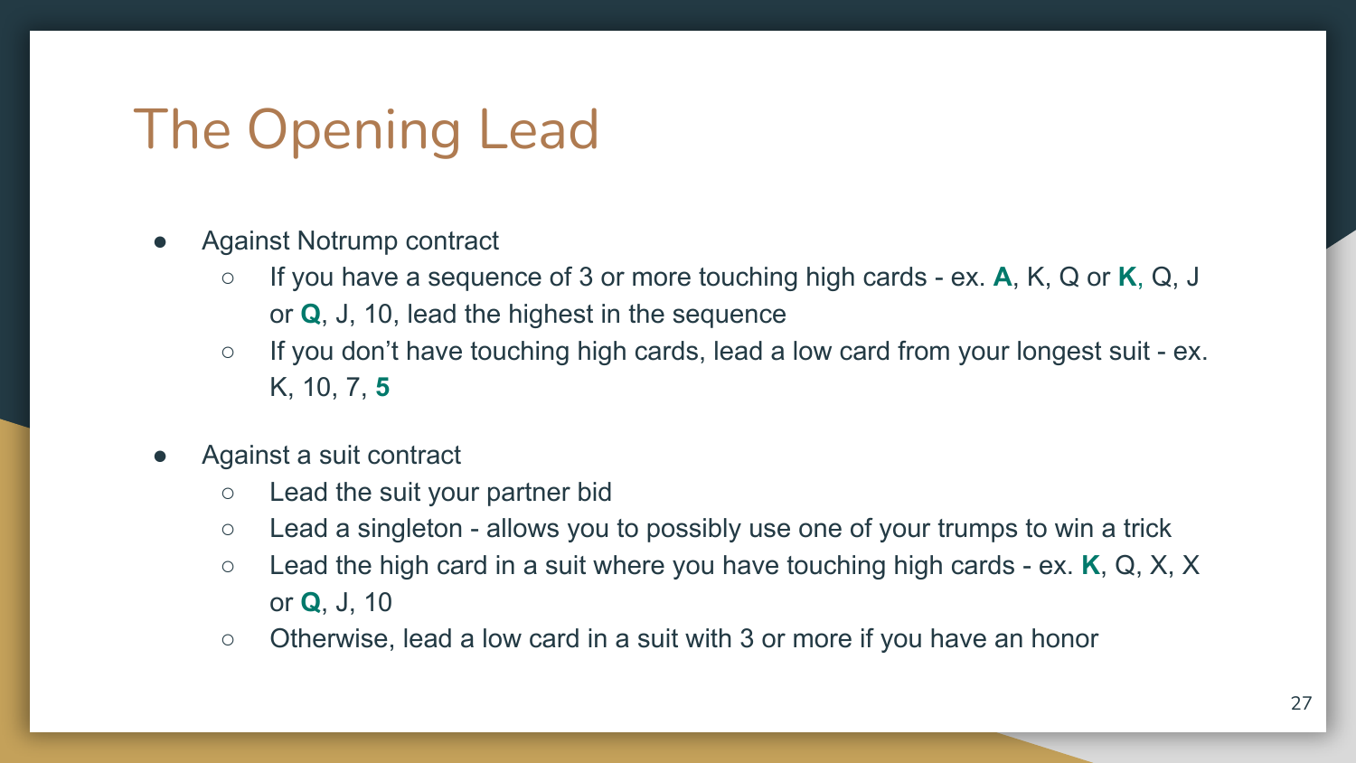# The Opening Lead

- Against Notrump contract
  - If you have a sequence of 3 or more touching high cards - ex. **A**, K, Q or **K**, Q, J or **Q**, J, 10, lead the highest in the sequence
  - If you don't have touching high cards, lead a low card from your longest suit - ex. K, 10, 7, **5**
- Against a suit contract
  - Lead the suit your partner bid
  - Lead a singleton - allows you to possibly use one of your trumps to win a trick
  - Lead the high card in a suit where you have touching high cards - ex. **K**, Q, X, X or **Q**, J, 10
  - Otherwise, lead a low card in a suit with 3 or more if you have an honor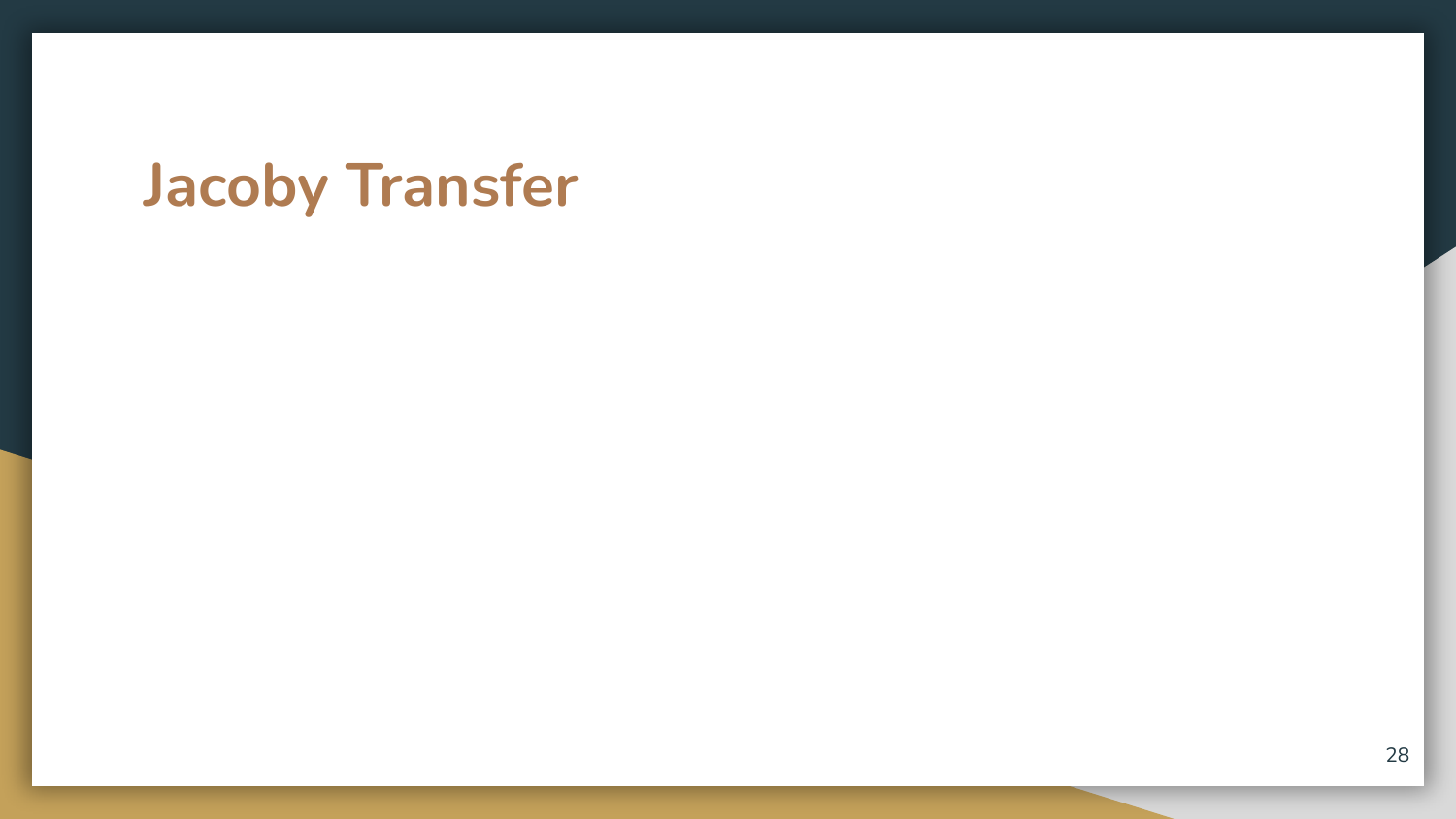# Jacoby Transfer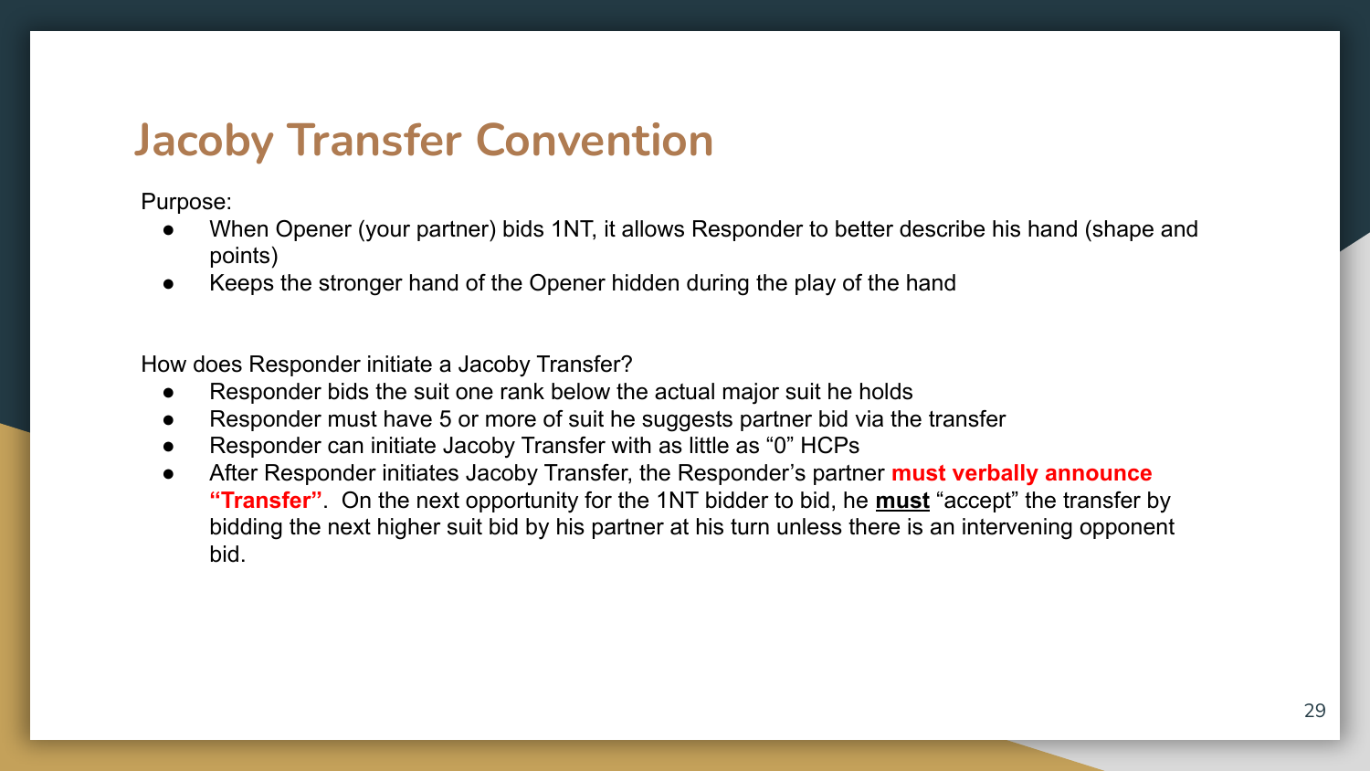# Jacoby Transfer Convention

Purpose:

- When Opener (your partner) bids 1NT, it allows Responder to better describe his hand (shape and points)
- Keeps the stronger hand of the Opener hidden during the play of the hand

How does Responder initiate a Jacoby Transfer?

- Responder bids the suit one rank below the actual major suit he holds
- Responder must have 5 or more of suit he suggests partner bid via the transfer
- Responder can initiate Jacoby Transfer with as little as "0" HCPs
- After Responder initiates Jacoby Transfer, the Responder's partner **must verbally announce "Transfer"**. On the next opportunity for the 1NT bidder to bid, he **must** "accept" the transfer by bidding the next higher suit bid by his partner at his turn unless there is an intervening opponent bid.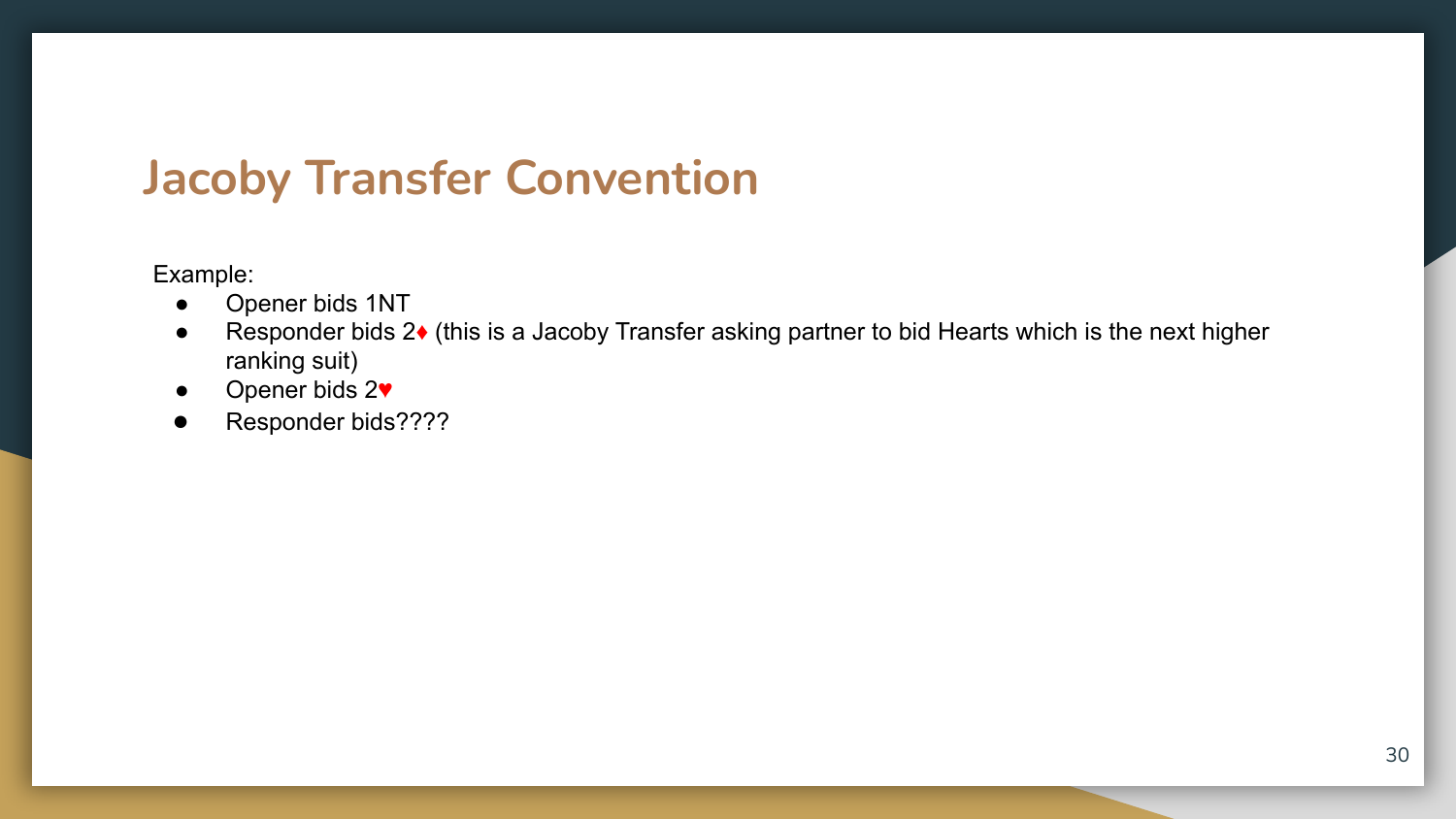# Jacoby Transfer Convention

Example:

- Opener bids 1NT
- Responder bids 2♦ (this is a Jacoby Transfer asking partner to bid Hearts which is the next higher ranking suit)
- Opener bids 2♥
- Responder bids????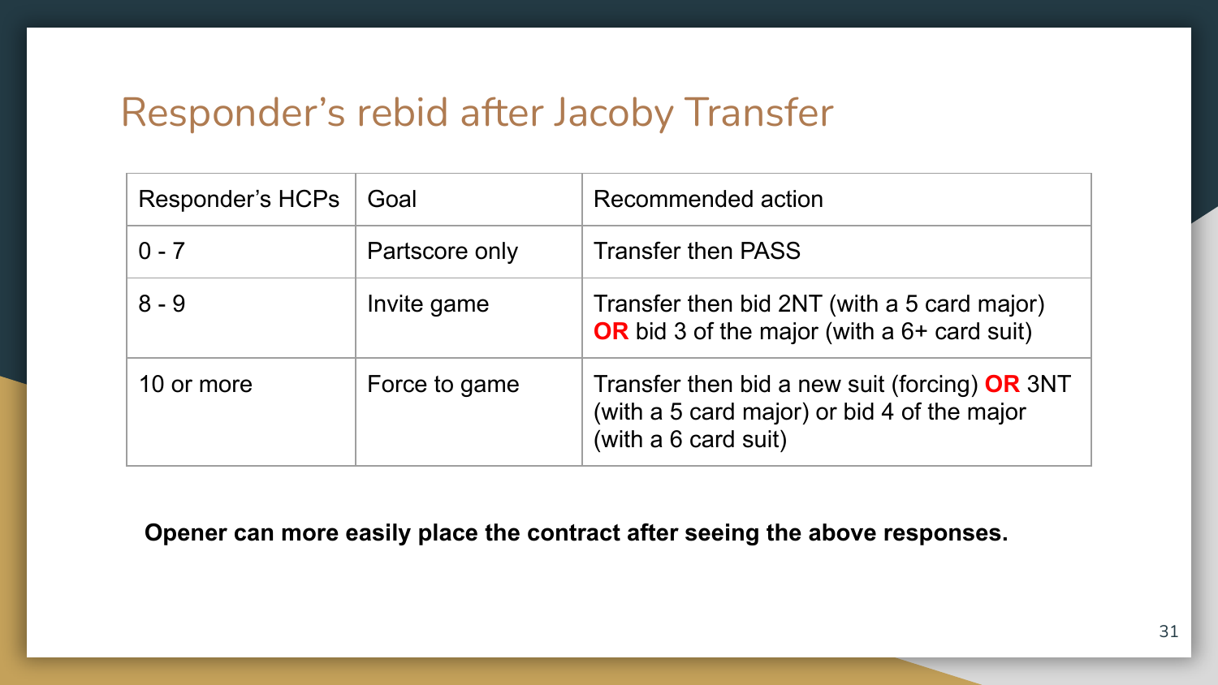# Responder's rebid after Jacoby Transfer

| Responder's HCPs | Goal | Recommended action |
|---|---|---|
| 0 - 7 | Partscore only | Transfer then PASS |
| 8 - 9 | Invite game | Transfer then bid 2NT (with a 5 card major) **OR** bid 3 of the major (with a 6+ card suit) |
| 10 or more | Force to game | Transfer then bid a new suit (forcing) **OR** 3NT (with a 5 card major) or bid 4 of the major (with a 6 card suit) |

**Opener can more easily place the contract after seeing the above responses.**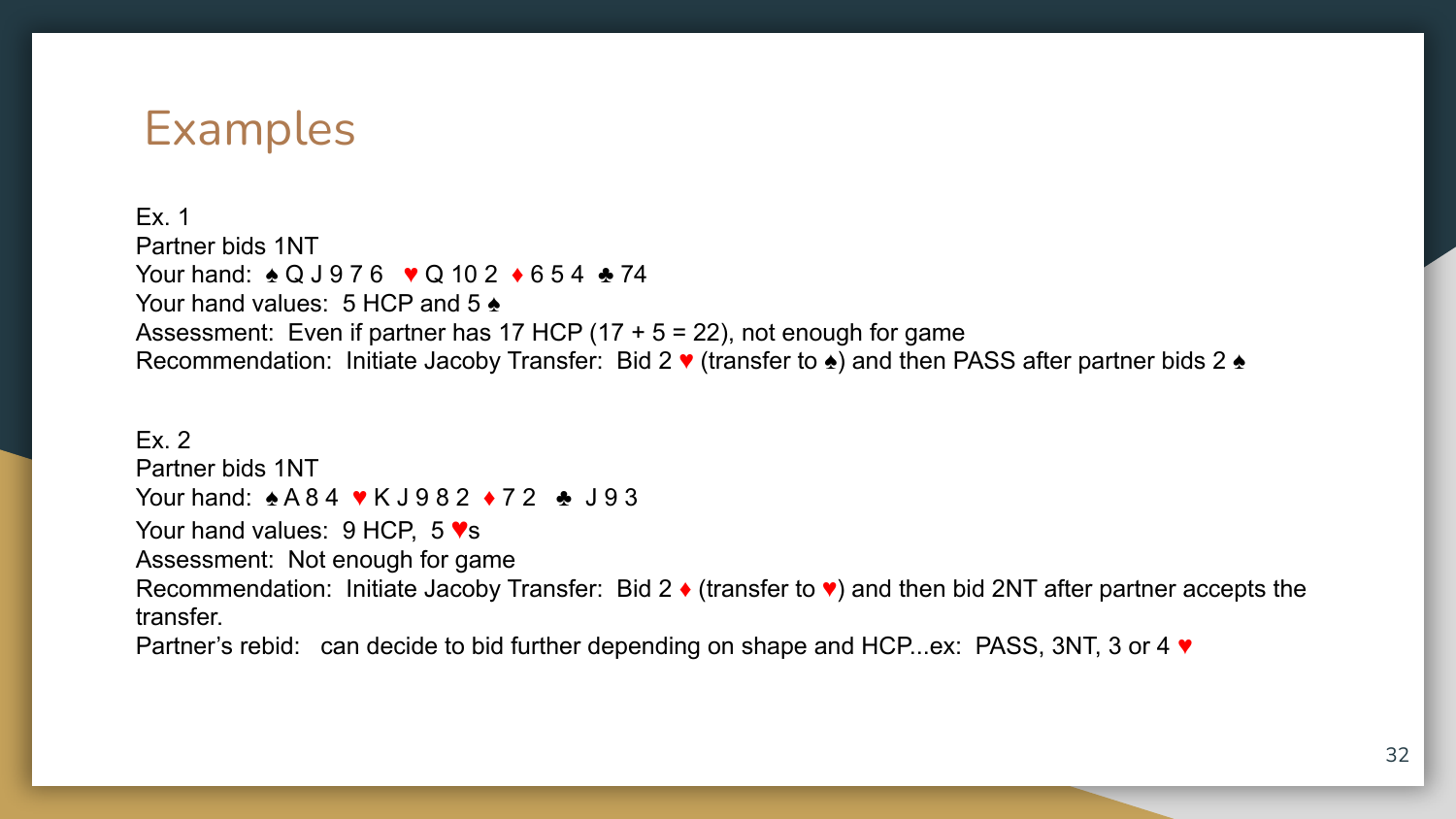# Examples

Ex. 1
Partner bids 1NT
Your hand: ♠ Q J 9 7 6 ♥ Q 10 2 ♦ 6 5 4 ♣ 74
Your hand values: 5 HCP and 5 ♠
Assessment: Even if partner has 17 HCP (17 + 5 = 22), not enough for game
Recommendation: Initiate Jacoby Transfer: Bid 2 ♥ (transfer to ♠) and then PASS after partner bids 2 ♠

Ex. 2
Partner bids 1NT
Your hand: ♠ A 8 4 ♥ K J 9 8 2 ♦ 7 2 ♣ J 9 3
Your hand values: 9 HCP, 5 ♥s
Assessment: Not enough for game
Recommendation: Initiate Jacoby Transfer: Bid 2 ♦ (transfer to ♥) and then bid 2NT after partner accepts the transfer.
Partner's rebid: can decide to bid further depending on shape and HCP...ex: PASS, 3NT, 3 or 4 ♥